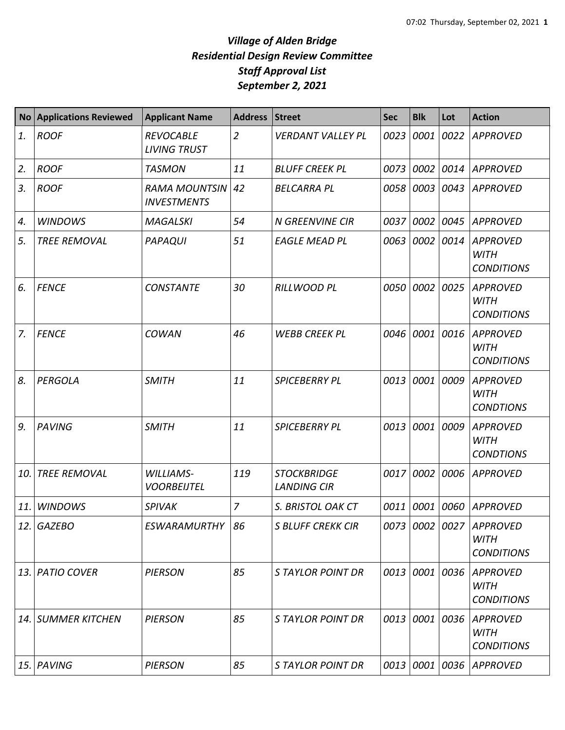# *Village of Alden Bridge*
# *Residential Design Review Committee*
# *Staff Approval List*
# *September 2, 2021*

| No | Applications Reviewed | Applicant Name | Address | Street | Sec | Blk | Lot | Action |
|---|---|---|---|---|---|---|---|---|
| 1. | ROOF | REVOCABLE LIVING TRUST | 2 | VERDANT VALLEY PL | 0023 | 0001 | 0022 | APPROVED |
| 2. | ROOF | TASMON | 11 | BLUFF CREEK PL | 0073 | 0002 | 0014 | APPROVED |
| 3. | ROOF | RAMA MOUNTSIN INVESTMENTS | 42 | BELCARRA PL | 0058 | 0003 | 0043 | APPROVED |
| 4. | WINDOWS | MAGALSKI | 54 | N GREENVINE CIR | 0037 | 0002 | 0045 | APPROVED |
| 5. | TREE REMOVAL | PAPAQUI | 51 | EAGLE MEAD PL | 0063 | 0002 | 0014 | APPROVED WITH CONDITIONS |
| 6. | FENCE | CONSTANTE | 30 | RILLWOOD PL | 0050 | 0002 | 0025 | APPROVED WITH CONDITIONS |
| 7. | FENCE | COWAN | 46 | WEBB CREEK PL | 0046 | 0001 | 0016 | APPROVED WITH CONDITIONS |
| 8. | PERGOLA | SMITH | 11 | SPICEBERRY PL | 0013 | 0001 | 0009 | APPROVED WITH CONDTIONS |
| 9. | PAVING | SMITH | 11 | SPICEBERRY PL | 0013 | 0001 | 0009 | APPROVED WITH CONDTIONS |
| 10. | TREE REMOVAL | WILLIAMS-VOORBEIJTEL | 119 | STOCKBRIDGE LANDING CIR | 0017 | 0002 | 0006 | APPROVED |
| 11. | WINDOWS | SPIVAK | 7 | S. BRISTOL OAK CT | 0011 | 0001 | 0060 | APPROVED |
| 12. | GAZEBO | ESWARAMURTHY | 86 | S BLUFF CREKK CIR | 0073 | 0002 | 0027 | APPROVED WITH CONDITIONS |
| 13. | PATIO COVER | PIERSON | 85 | S TAYLOR POINT DR | 0013 | 0001 | 0036 | APPROVED WITH CONDITIONS |
| 14. | SUMMER KITCHEN | PIERSON | 85 | S TAYLOR POINT DR | 0013 | 0001 | 0036 | APPROVED WITH CONDITIONS |
| 15. | PAVING | PIERSON | 85 | S TAYLOR POINT DR | 0013 | 0001 | 0036 | APPROVED |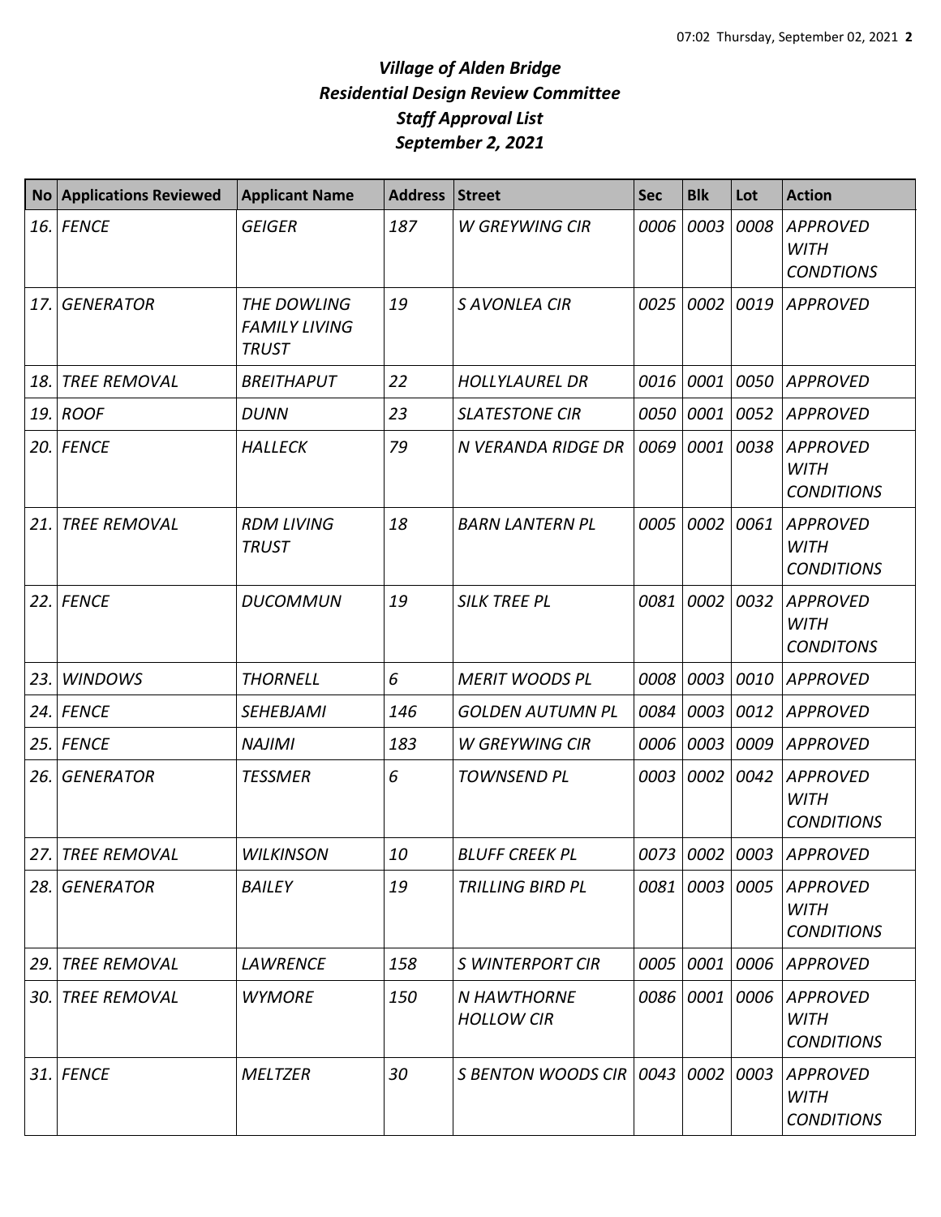# *Village of Alden Bridge*
# *Residential Design Review Committee*
# *Staff Approval List*
# *September 2, 2021*

| No | Applications Reviewed | Applicant Name | Address | Street | Sec | Blk | Lot | Action |
|---|---|---|---|---|---|---|---|---|
| 16. | FENCE | GEIGER | 187 | W GREYWING CIR | 0006 | 0003 | 0008 | APPROVED WITH CONDTIONS |
| 17. | GENERATOR | THE DOWLING FAMILY LIVING TRUST | 19 | S AVONLEA CIR | 0025 | 0002 | 0019 | APPROVED |
| 18. | TREE REMOVAL | BREITHAPUT | 22 | HOLLYLAUREL DR | 0016 | 0001 | 0050 | APPROVED |
| 19. | ROOF | DUNN | 23 | SLATESTONE CIR | 0050 | 0001 | 0052 | APPROVED |
| 20. | FENCE | HALLECK | 79 | N VERANDA RIDGE DR | 0069 | 0001 | 0038 | APPROVED WITH CONDITIONS |
| 21. | TREE REMOVAL | RDM LIVING TRUST | 18 | BARN LANTERN PL | 0005 | 0002 | 0061 | APPROVED WITH CONDITIONS |
| 22. | FENCE | DUCOMMUN | 19 | SILK TREE PL | 0081 | 0002 | 0032 | APPROVED WITH CONDITONS |
| 23. | WINDOWS | THORNELL | 6 | MERIT WOODS PL | 0008 | 0003 | 0010 | APPROVED |
| 24. | FENCE | SEHEBJAMI | 146 | GOLDEN AUTUMN PL | 0084 | 0003 | 0012 | APPROVED |
| 25. | FENCE | NAJIMI | 183 | W GREYWING CIR | 0006 | 0003 | 0009 | APPROVED |
| 26. | GENERATOR | TESSMER | 6 | TOWNSEND PL | 0003 | 0002 | 0042 | APPROVED WITH CONDITIONS |
| 27. | TREE REMOVAL | WILKINSON | 10 | BLUFF CREEK PL | 0073 | 0002 | 0003 | APPROVED |
| 28. | GENERATOR | BAILEY | 19 | TRILLING BIRD PL | 0081 | 0003 | 0005 | APPROVED WITH CONDITIONS |
| 29. | TREE REMOVAL | LAWRENCE | 158 | S WINTERPORT CIR | 0005 | 0001 | 0006 | APPROVED |
| 30. | TREE REMOVAL | WYMORE | 150 | N HAWTHORNE HOLLOW CIR | 0086 | 0001 | 0006 | APPROVED WITH CONDITIONS |
| 31. | FENCE | MELTZER | 30 | S BENTON WOODS CIR | 0043 | 0002 | 0003 | APPROVED WITH CONDITIONS |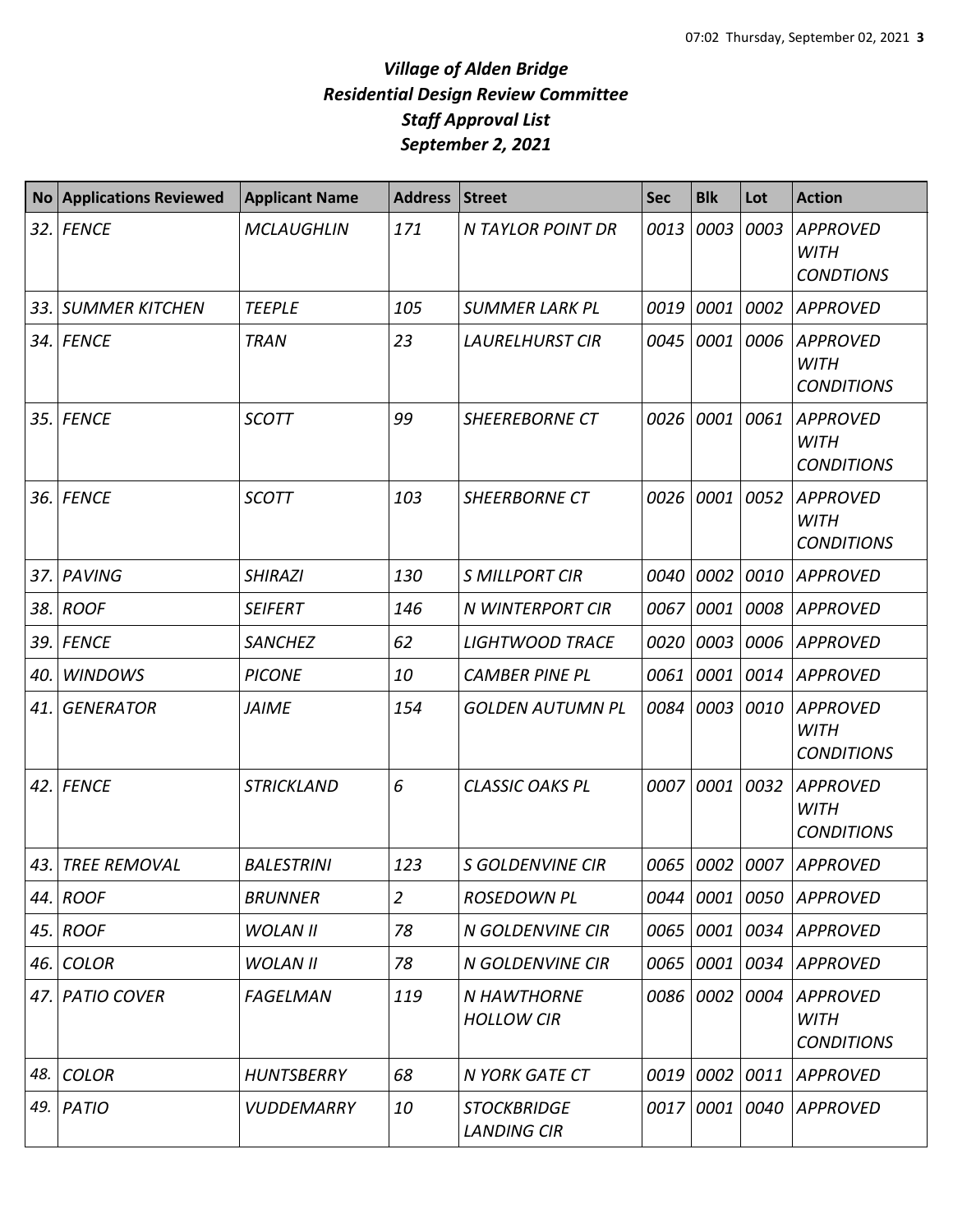# *Village of Alden Bridge*
# *Residential Design Review Committee*
# *Staff Approval List*
# *September 2, 2021*

| No | Applications Reviewed | Applicant Name | Address | Street | Sec | Blk | Lot | Action |
|---|---|---|---|---|---|---|---|---|
| 32. | FENCE | MCLAUGHLIN | 171 | N TAYLOR POINT DR | 0013 | 0003 | 0003 | APPROVED WITH CONDTIONS |
| 33. | SUMMER KITCHEN | TEEPLE | 105 | SUMMER LARK PL | 0019 | 0001 | 0002 | APPROVED |
| 34. | FENCE | TRAN | 23 | LAURELHURST CIR | 0045 | 0001 | 0006 | APPROVED WITH CONDITIONS |
| 35. | FENCE | SCOTT | 99 | SHEEREBORNE CT | 0026 | 0001 | 0061 | APPROVED WITH CONDITIONS |
| 36. | FENCE | SCOTT | 103 | SHEERBORNE CT | 0026 | 0001 | 0052 | APPROVED WITH CONDITIONS |
| 37. | PAVING | SHIRAZI | 130 | S MILLPORT CIR | 0040 | 0002 | 0010 | APPROVED |
| 38. | ROOF | SEIFERT | 146 | N WINTERPORT CIR | 0067 | 0001 | 0008 | APPROVED |
| 39. | FENCE | SANCHEZ | 62 | LIGHTWOOD TRACE | 0020 | 0003 | 0006 | APPROVED |
| 40. | WINDOWS | PICONE | 10 | CAMBER PINE PL | 0061 | 0001 | 0014 | APPROVED |
| 41. | GENERATOR | JAIME | 154 | GOLDEN AUTUMN PL | 0084 | 0003 | 0010 | APPROVED WITH CONDITIONS |
| 42. | FENCE | STRICKLAND | 6 | CLASSIC OAKS PL | 0007 | 0001 | 0032 | APPROVED WITH CONDITIONS |
| 43. | TREE REMOVAL | BALESTRINI | 123 | S GOLDENVINE CIR | 0065 | 0002 | 0007 | APPROVED |
| 44. | ROOF | BRUNNER | 2 | ROSEDOWN PL | 0044 | 0001 | 0050 | APPROVED |
| 45. | ROOF | WOLAN II | 78 | N GOLDENVINE CIR | 0065 | 0001 | 0034 | APPROVED |
| 46. | COLOR | WOLAN II | 78 | N GOLDENVINE CIR | 0065 | 0001 | 0034 | APPROVED |
| 47. | PATIO COVER | FAGELMAN | 119 | N HAWTHORNE HOLLOW CIR | 0086 | 0002 | 0004 | APPROVED WITH CONDITIONS |
| 48. | COLOR | HUNTSBERRY | 68 | N YORK GATE CT | 0019 | 0002 | 0011 | APPROVED |
| 49. | PATIO | VUDDEMARRY | 10 | STOCKBRIDGE LANDING CIR | 0017 | 0001 | 0040 | APPROVED |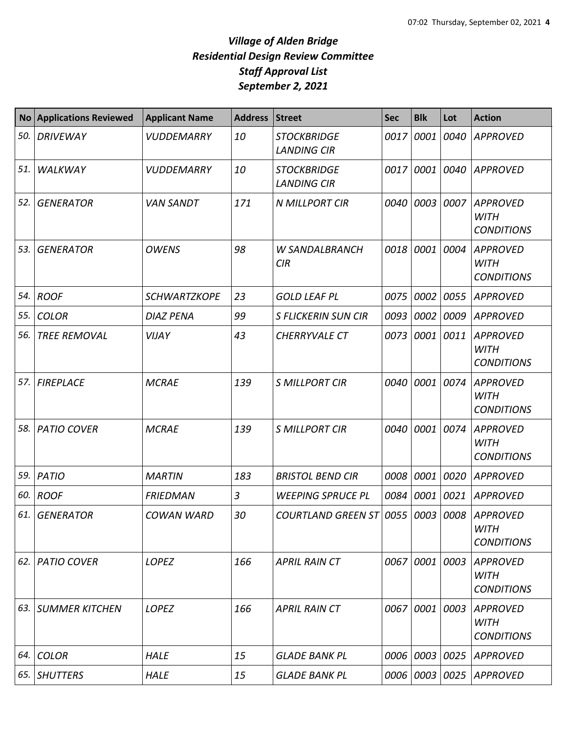# *Village of Alden Bridge*
# *Residential Design Review Committee*
# *Staff Approval List*
# *September 2, 2021*

| No | Applications Reviewed | Applicant Name | Address | Street | Sec | Blk | Lot | Action |
|---|---|---|---|---|---|---|---|---|
| 50. | DRIVEWAY | VUDDEMARRY | 10 | STOCKBRIDGE LANDING CIR | 0017 | 0001 | 0040 | APPROVED |
| 51. | WALKWAY | VUDDEMARRY | 10 | STOCKBRIDGE LANDING CIR | 0017 | 0001 | 0040 | APPROVED |
| 52. | GENERATOR | VAN SANDT | 171 | N MILLPORT CIR | 0040 | 0003 | 0007 | APPROVED WITH CONDITIONS |
| 53. | GENERATOR | OWENS | 98 | W SANDALBRANCH CIR | 0018 | 0001 | 0004 | APPROVED WITH CONDITIONS |
| 54. | ROOF | SCHWARTZKOPE | 23 | GOLD LEAF PL | 0075 | 0002 | 0055 | APPROVED |
| 55. | COLOR | DIAZ PENA | 99 | S FLICKERIN SUN CIR | 0093 | 0002 | 0009 | APPROVED |
| 56. | TREE REMOVAL | VIJAY | 43 | CHERRYVALE CT | 0073 | 0001 | 0011 | APPROVED WITH CONDITIONS |
| 57. | FIREPLACE | MCRAE | 139 | S MILLPORT CIR | 0040 | 0001 | 0074 | APPROVED WITH CONDITIONS |
| 58. | PATIO COVER | MCRAE | 139 | S MILLPORT CIR | 0040 | 0001 | 0074 | APPROVED WITH CONDITIONS |
| 59. | PATIO | MARTIN | 183 | BRISTOL BEND CIR | 0008 | 0001 | 0020 | APPROVED |
| 60. | ROOF | FRIEDMAN | 3 | WEEPING SPRUCE PL | 0084 | 0001 | 0021 | APPROVED |
| 61. | GENERATOR | COWAN WARD | 30 | COURTLAND GREEN ST | 0055 | 0003 | 0008 | APPROVED WITH CONDITIONS |
| 62. | PATIO COVER | LOPEZ | 166 | APRIL RAIN CT | 0067 | 0001 | 0003 | APPROVED WITH CONDITIONS |
| 63. | SUMMER KITCHEN | LOPEZ | 166 | APRIL RAIN CT | 0067 | 0001 | 0003 | APPROVED WITH CONDITIONS |
| 64. | COLOR | HALE | 15 | GLADE BANK PL | 0006 | 0003 | 0025 | APPROVED |
| 65. | SHUTTERS | HALE | 15 | GLADE BANK PL | 0006 | 0003 | 0025 | APPROVED |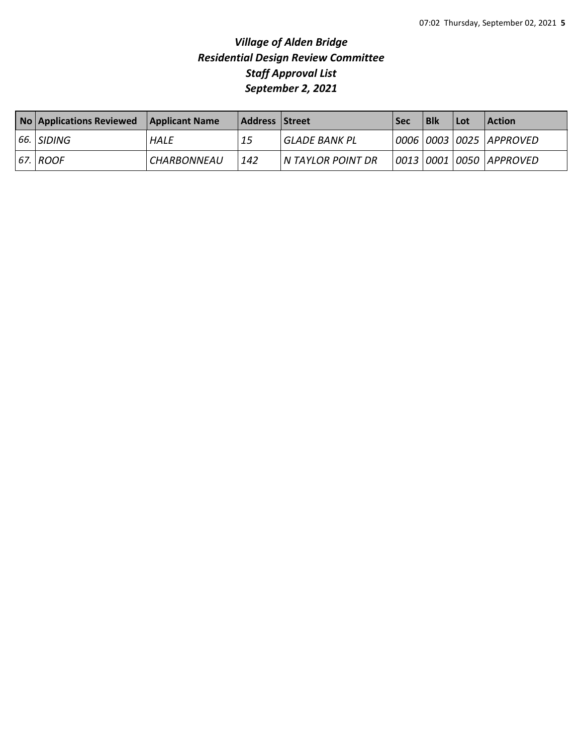# *Village of Alden Bridge*
# *Residential Design Review Committee*
# *Staff Approval List*
# *September 2, 2021*

| No | Applications Reviewed | Applicant Name | Address | Street | Sec | Blk | Lot | Action |
|---|---|---|---|---|---|---|---|---|
| *66.* | *SIDING* | *HALE* | *15* | *GLADE BANK PL* | *0006* | *0003* | *0025* | *APPROVED* |
| *67.* | *ROOF* | *CHARBONNEAU* | *142* | *N TAYLOR POINT DR* | *0013* | *0001* | *0050* | *APPROVED* |